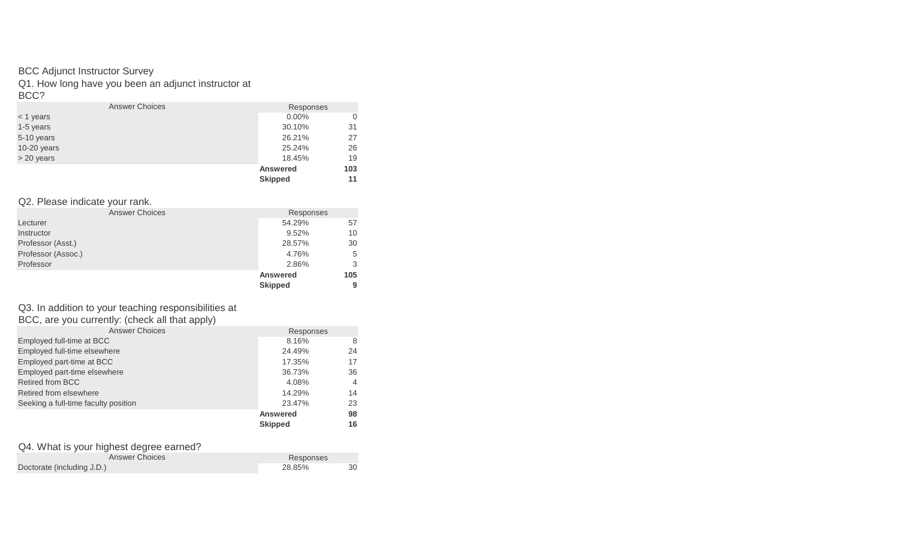BCC Adjunct Instructor Survey

Q1. How long have you been an adjunct instructor at BCC?

| Answer Choices | Responses | |
|---|---|---|
| < 1 years | 0.00% | 0 |
| 1-5 years | 30.10% | 31 |
| 5-10 years | 26.21% | 27 |
| 10-20 years | 25.24% | 26 |
| > 20 years | 18.45% | 19 |
| | **Answered** | **103** |
| | **Skipped** | **11** |

Q2. Please indicate your rank.

| Answer Choices | Responses | |
|---|---|---|
| Lecturer | 54.29% | 57 |
| Instructor | 9.52% | 10 |
| Professor (Asst.) | 28.57% | 30 |
| Professor (Assoc.) | 4.76% | 5 |
| Professor | 2.86% | 3 |
| | **Answered** | **105** |
| | **Skipped** | **9** |

Q3. In addition to your teaching responsibilities at BCC, are you currently: (check all that apply)

| Answer Choices | Responses | |
|---|---|---|
| Employed full-time at BCC | 8.16% | 8 |
| Employed full-time elsewhere | 24.49% | 24 |
| Employed part-time at BCC | 17.35% | 17 |
| Employed part-time elsewhere | 36.73% | 36 |
| Retired from BCC | 4.08% | 4 |
| Retired from elsewhere | 14.29% | 14 |
| Seeking a full-time faculty position | 23.47% | 23 |
| | **Answered** | **98** |
| | **Skipped** | **16** |

Q4. What is your highest degree earned?

| Answer Choices | Responses | |
|---|---|---|
| Doctorate (including J.D.) | 28.85% | 30 |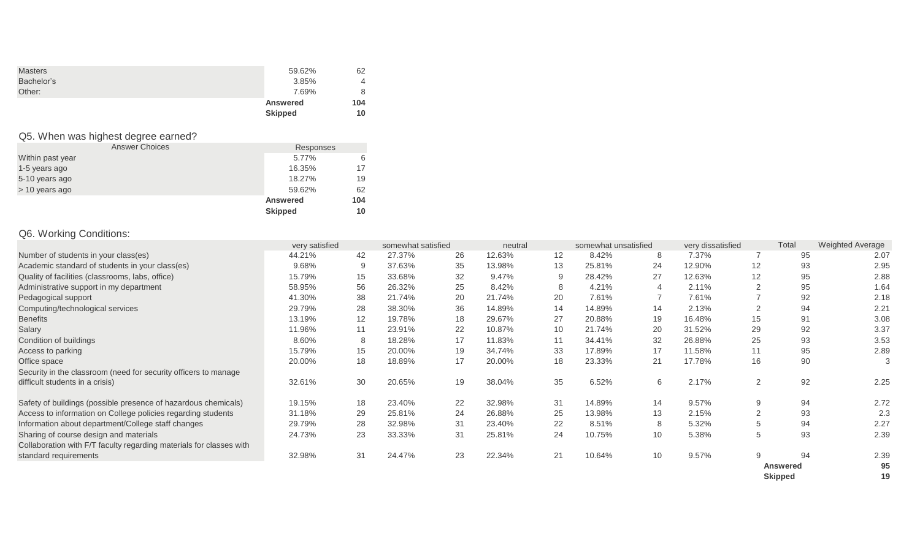| | | |
|---|---|---|
| Masters | 59.62% | 62 |
| Bachelor's | 3.85% | 4 |
| Other: | 7.69% | 8 |
| | **Answered** | **104** |
| | **Skipped** | **10** |

Q5. When was highest degree earned?

| Answer Choices | Responses | |
|---|---|---|
| Within past year | 5.77% | 6 |
| 1-5 years ago | 16.35% | 17 |
| 5-10 years ago | 18.27% | 19 |
| > 10 years ago | 59.62% | 62 |
| | **Answered** | **104** |
| | **Skipped** | **10** |

Q6. Working Conditions:

| | very satisfied | | somewhat satisfied | | neutral | | somewhat unsatisfied | | very dissatisfied | | Total | Weighted Average |
|---|---|---|---|---|---|---|---|---|---|---|---|---|
| Number of students in your class(es) | 44.21% | 42 | 27.37% | 26 | 12.63% | 12 | 8.42% | 8 | 7.37% | 7 | 95 | 2.07 |
| Academic standard of students in your class(es) | 9.68% | 9 | 37.63% | 35 | 13.98% | 13 | 25.81% | 24 | 12.90% | 12 | 93 | 2.95 |
| Quality of facilities (classrooms, labs, office) | 15.79% | 15 | 33.68% | 32 | 9.47% | 9 | 28.42% | 27 | 12.63% | 12 | 95 | 2.88 |
| Administrative support in my department | 58.95% | 56 | 26.32% | 25 | 8.42% | 8 | 4.21% | 4 | 2.11% | 2 | 95 | 1.64 |
| Pedagogical support | 41.30% | 38 | 21.74% | 20 | 21.74% | 20 | 7.61% | 7 | 7.61% | 7 | 92 | 2.18 |
| Computing/technological services | 29.79% | 28 | 38.30% | 36 | 14.89% | 14 | 14.89% | 14 | 2.13% | 2 | 94 | 2.21 |
| Benefits | 13.19% | 12 | 19.78% | 18 | 29.67% | 27 | 20.88% | 19 | 16.48% | 15 | 91 | 3.08 |
| Salary | 11.96% | 11 | 23.91% | 22 | 10.87% | 10 | 21.74% | 20 | 31.52% | 29 | 92 | 3.37 |
| Condition of buildings | 8.60% | 8 | 18.28% | 17 | 11.83% | 11 | 34.41% | 32 | 26.88% | 25 | 93 | 3.53 |
| Access to parking | 15.79% | 15 | 20.00% | 19 | 34.74% | 33 | 17.89% | 17 | 11.58% | 11 | 95 | 2.89 |
| Office space | 20.00% | 18 | 18.89% | 17 | 20.00% | 18 | 23.33% | 21 | 17.78% | 16 | 90 | 3 |
| Security in the classroom (need for security officers to manage difficult students in a crisis) | 32.61% | 30 | 20.65% | 19 | 38.04% | 35 | 6.52% | 6 | 2.17% | 2 | 92 | 2.25 |
| Safety of buildings (possible presence of hazardous chemicals) | 19.15% | 18 | 23.40% | 22 | 32.98% | 31 | 14.89% | 14 | 9.57% | 9 | 94 | 2.72 |
| Access to information on College policies regarding students | 31.18% | 29 | 25.81% | 24 | 26.88% | 25 | 13.98% | 13 | 2.15% | 2 | 93 | 2.3 |
| Information about department/College staff changes | 29.79% | 28 | 32.98% | 31 | 23.40% | 22 | 8.51% | 8 | 5.32% | 5 | 94 | 2.27 |
| Sharing of course design and materials | 24.73% | 23 | 33.33% | 31 | 25.81% | 24 | 10.75% | 10 | 5.38% | 5 | 93 | 2.39 |
| Collaboration with F/T faculty regarding materials for classes with standard requirements | 32.98% | 31 | 24.47% | 23 | 22.34% | 21 | 10.64% | 10 | 9.57% | 9 | 94 | 2.39 |
| | | | | | | | | | | | **Answered** | **95** |
| | | | | | | | | | | | **Skipped** | **19** |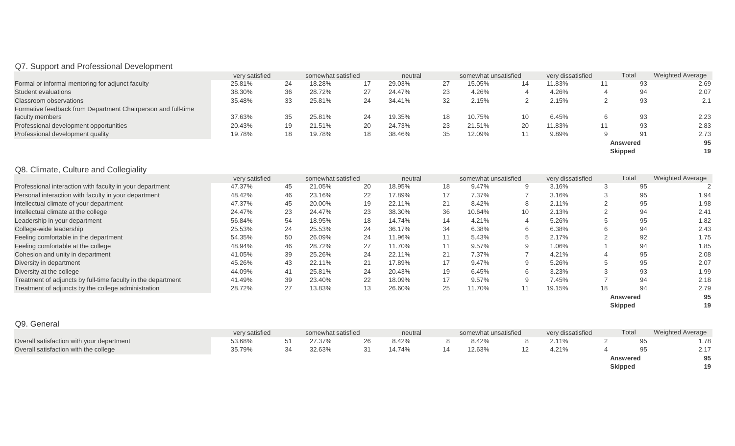## Q7. Support and Professional Development

| | very satisfied | | somewhat satisfied | | neutral | | somewhat unsatisfied | | very dissatisfied | | Total | Weighted Average |
|---|---|---|---|---|---|---|---|---|---|---|---|---|
| Formal or informal mentoring for adjunct faculty | 25.81% | 24 | 18.28% | 17 | 29.03% | 27 | 15.05% | 14 | 11.83% | 11 | 93 | 2.69 |
| Student evaluations | 38.30% | 36 | 28.72% | 27 | 24.47% | 23 | 4.26% | 4 | 4.26% | 4 | 94 | 2.07 |
| Classroom observations | 35.48% | 33 | 25.81% | 24 | 34.41% | 32 | 2.15% | 2 | 2.15% | 2 | 93 | 2.1 |
| Formative feedback from Department Chairperson and full-time faculty members | 37.63% | 35 | 25.81% | 24 | 19.35% | 18 | 10.75% | 10 | 6.45% | 6 | 93 | 2.23 |
| Professional development opportunities | 20.43% | 19 | 21.51% | 20 | 24.73% | 23 | 21.51% | 20 | 11.83% | 11 | 93 | 2.83 |
| Professional development quality | 19.78% | 18 | 19.78% | 18 | 38.46% | 35 | 12.09% | 11 | 9.89% | 9 | 91 | 2.73 |
| | | | | | | | | | | | **Answered** | **95** |
| | | | | | | | | | | | **Skipped** | **19** |

## Q8. Climate, Culture and Collegiality

| | very satisfied | | somewhat satisfied | | neutral | | somewhat unsatisfied | | very dissatisfied | | Total | Weighted Average |
|---|---|---|---|---|---|---|---|---|---|---|---|---|
| Professional interaction with faculty in your department | 47.37% | 45 | 21.05% | 20 | 18.95% | 18 | 9.47% | 9 | 3.16% | 3 | 95 | 2 |
| Personal interaction with faculty in your department | 48.42% | 46 | 23.16% | 22 | 17.89% | 17 | 7.37% | 7 | 3.16% | 3 | 95 | 1.94 |
| Intellectual climate of your department | 47.37% | 45 | 20.00% | 19 | 22.11% | 21 | 8.42% | 8 | 2.11% | 2 | 95 | 1.98 |
| Intellectual climate at the college | 24.47% | 23 | 24.47% | 23 | 38.30% | 36 | 10.64% | 10 | 2.13% | 2 | 94 | 2.41 |
| Leadership in your department | 56.84% | 54 | 18.95% | 18 | 14.74% | 14 | 4.21% | 4 | 5.26% | 5 | 95 | 1.82 |
| College-wide leadership | 25.53% | 24 | 25.53% | 24 | 36.17% | 34 | 6.38% | 6 | 6.38% | 6 | 94 | 2.43 |
| Feeling comfortable in the department | 54.35% | 50 | 26.09% | 24 | 11.96% | 11 | 5.43% | 5 | 2.17% | 2 | 92 | 1.75 |
| Feeling comfortable at the college | 48.94% | 46 | 28.72% | 27 | 11.70% | 11 | 9.57% | 9 | 1.06% | 1 | 94 | 1.85 |
| Cohesion and unity in department | 41.05% | 39 | 25.26% | 24 | 22.11% | 21 | 7.37% | 7 | 4.21% | 4 | 95 | 2.08 |
| Diversity in department | 45.26% | 43 | 22.11% | 21 | 17.89% | 17 | 9.47% | 9 | 5.26% | 5 | 95 | 2.07 |
| Diversity at the college | 44.09% | 41 | 25.81% | 24 | 20.43% | 19 | 6.45% | 6 | 3.23% | 3 | 93 | 1.99 |
| Treatment of adjuncts by full-time faculty in the department | 41.49% | 39 | 23.40% | 22 | 18.09% | 17 | 9.57% | 9 | 7.45% | 7 | 94 | 2.18 |
| Treatment of adjuncts by the college administration | 28.72% | 27 | 13.83% | 13 | 26.60% | 25 | 11.70% | 11 | 19.15% | 18 | 94 | 2.79 |
| | | | | | | | | | | | **Answered** | **95** |
| | | | | | | | | | | | **Skipped** | **19** |

## Q9. General

| | very satisfied | | somewhat satisfied | | neutral | | somewhat unsatisfied | | very dissatisfied | | Total | Weighted Average |
|---|---|---|---|---|---|---|---|---|---|---|---|---|
| Overall satisfaction with your department | 53.68% | 51 | 27.37% | 26 | 8.42% | 8 | 8.42% | 8 | 2.11% | 2 | 95 | 1.78 |
| Overall satisfaction with the college | 35.79% | 34 | 32.63% | 31 | 14.74% | 14 | 12.63% | 12 | 4.21% | 4 | 95 | 2.17 |
| | | | | | | | | | | | **Answered** | **95** |
| | | | | | | | | | | | **Skipped** | **19** |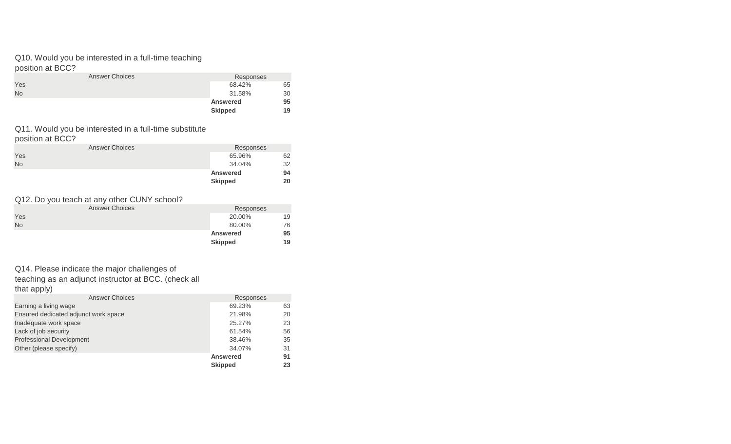Q10. Would you be interested in a full-time teaching position at BCC?

| Answer Choices | Responses | |
|---|---|---|
| Yes | 68.42% | 65 |
| No | 31.58% | 30 |
| | **Answered** | **95** |
| | **Skipped** | **19** |

Q11. Would you be interested in a full-time substitute position at BCC?

| Answer Choices | Responses | |
|---|---|---|
| Yes | 65.96% | 62 |
| No | 34.04% | 32 |
| | **Answered** | **94** |
| | **Skipped** | **20** |

Q12. Do you teach at any other CUNY school?

| Answer Choices | Responses | |
|---|---|---|
| Yes | 20.00% | 19 |
| No | 80.00% | 76 |
| | **Answered** | **95** |
| | **Skipped** | **19** |

Q14. Please indicate the major challenges of teaching as an adjunct instructor at BCC. (check all that apply)

| Answer Choices | Responses | |
|---|---|---|
| Earning a living wage | 69.23% | 63 |
| Ensured dedicated adjunct work space | 21.98% | 20 |
| Inadequate work space | 25.27% | 23 |
| Lack of job security | 61.54% | 56 |
| Professional Development | 38.46% | 35 |
| Other (please specify) | 34.07% | 31 |
| | **Answered** | **91** |
| | **Skipped** | **23** |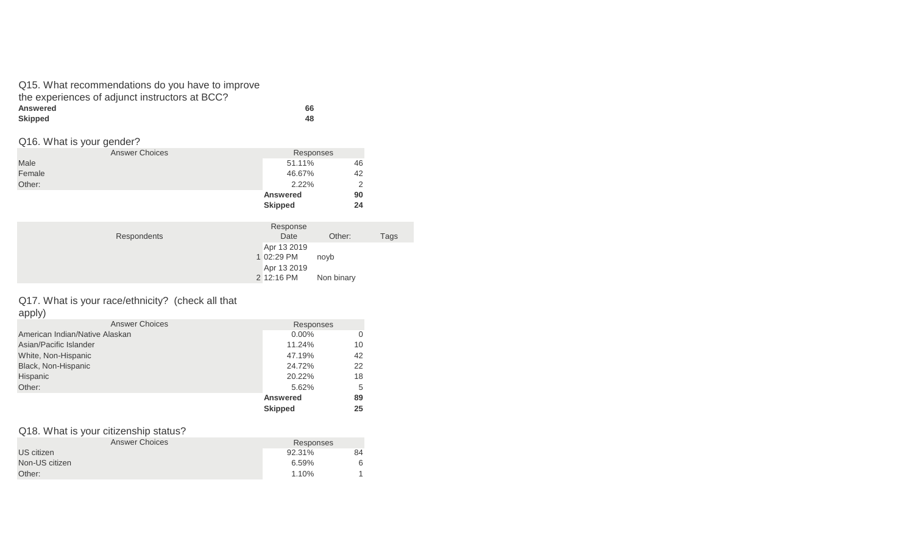Q15. What recommendations do you have to improve the experiences of adjunct instructors at BCC?

| | |
|---|---|
| **Answered** | **66** |
| **Skipped** | **48** |

Q16. What is your gender?

| Answer Choices | Responses | |
|---|---|---|
| Male | 51.11% | 46 |
| Female | 46.67% | 42 |
| Other: | 2.22% | 2 |
| | **Answered** | **90** |
| | **Skipped** | **24** |

| Respondents | Response Date | Other: | Tags |
|---|---|---|---|
| 1 | Apr 13 2019 02:29 PM | noyb | |
| 2 | Apr 13 2019 12:16 PM | Non binary | |

Q17. What is your race/ethnicity? (check all that apply)

| Answer Choices | Responses | |
|---|---|---|
| American Indian/Native Alaskan | 0.00% | 0 |
| Asian/Pacific Islander | 11.24% | 10 |
| White, Non-Hispanic | 47.19% | 42 |
| Black, Non-Hispanic | 24.72% | 22 |
| Hispanic | 20.22% | 18 |
| Other: | 5.62% | 5 |
| | **Answered** | **89** |
| | **Skipped** | **25** |

Q18. What is your citizenship status?

| Answer Choices | Responses | |
|---|---|---|
| US citizen | 92.31% | 84 |
| Non-US citizen | 6.59% | 6 |
| Other: | 1.10% | 1 |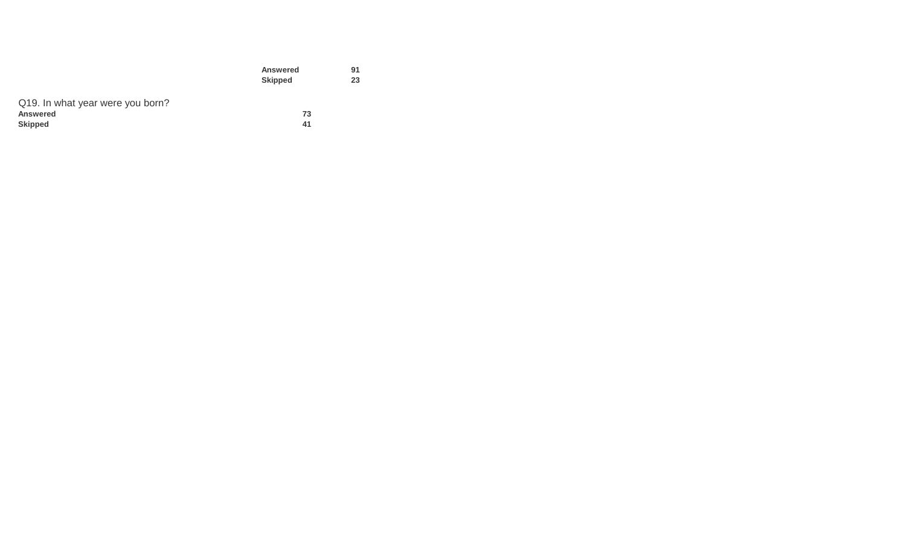| | |
|---|---|
| **Answered** | **91** |
| **Skipped** | **23** |

Q19. In what year were you born?

| | |
|---|---|
| **Answered** | **73** |
| **Skipped** | **41** |